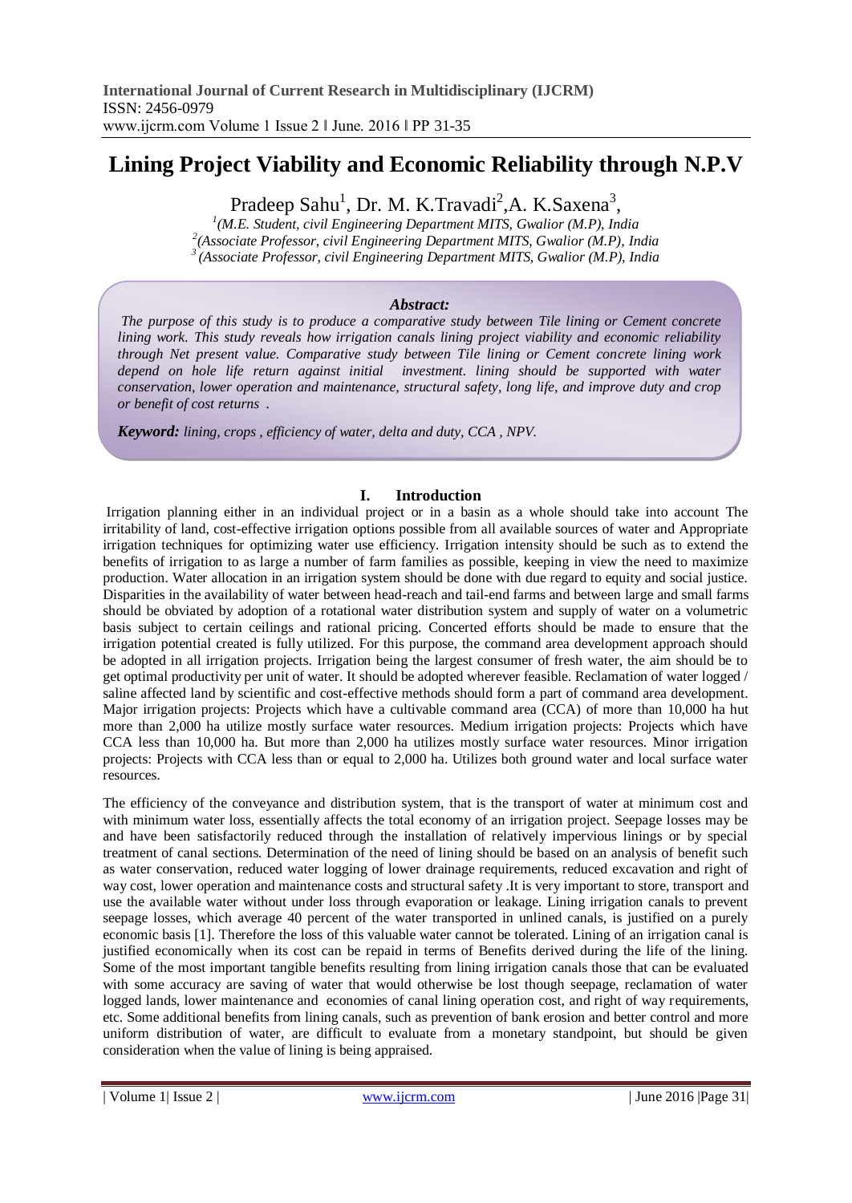# Lining Project Viability and Economic Reliability through N.P.V

Pradeep Sahu[1], Dr. M. K.Travadi[2],A. K.Saxena[3],

[1](M.E. Student, civil Engineering Department MITS, Gwalior (M.P), India
[2](Associate Professor, civil Engineering Department MITS, Gwalior (M.P), India
[3](Associate Professor, civil Engineering Department MITS, Gwalior (M.P), India

***Abstract:***

*The purpose of this study is to produce a comparative study between Tile lining or Cement concrete lining work. This study reveals how irrigation canals lining project viability and economic reliability through Net present value. Comparative study between Tile lining or Cement concrete lining work depend on hole life return against initial investment. lining should be supported with water conservation, lower operation and maintenance, structural safety, long life, and improve duty and crop or benefit of cost returns .*

***Keyword:*** *lining, crops , efficiency of water, delta and duty, CCA , NPV.*

## I. Introduction

Irrigation planning either in an individual project or in a basin as a whole should take into account The irritability of land, cost-effective irrigation options possible from all available sources of water and Appropriate irrigation techniques for optimizing water use efficiency. Irrigation intensity should be such as to extend the benefits of irrigation to as large a number of farm families as possible, keeping in view the need to maximize production. Water allocation in an irrigation system should be done with due regard to equity and social justice. Disparities in the availability of water between head-reach and tail-end farms and between large and small farms should be obviated by adoption of a rotational water distribution system and supply of water on a volumetric basis subject to certain ceilings and rational pricing. Concerted efforts should be made to ensure that the irrigation potential created is fully utilized. For this purpose, the command area development approach should be adopted in all irrigation projects. Irrigation being the largest consumer of fresh water, the aim should be to get optimal productivity per unit of water. It should be adopted wherever feasible. Reclamation of water logged / saline affected land by scientific and cost-effective methods should form a part of command area development. Major irrigation projects: Projects which have a cultivable command area (CCA) of more than 10,000 ha hut more than 2,000 ha utilize mostly surface water resources. Medium irrigation projects: Projects which have CCA less than 10,000 ha. But more than 2,000 ha utilizes mostly surface water resources. Minor irrigation projects: Projects with CCA less than or equal to 2,000 ha. Utilizes both ground water and local surface water resources.

The efficiency of the conveyance and distribution system, that is the transport of water at minimum cost and with minimum water loss, essentially affects the total economy of an irrigation project. Seepage losses may be and have been satisfactorily reduced through the installation of relatively impervious linings or by special treatment of canal sections. Determination of the need of lining should be based on an analysis of benefit such as water conservation, reduced water logging of lower drainage requirements, reduced excavation and right of way cost, lower operation and maintenance costs and structural safety .It is very important to store, transport and use the available water without under loss through evaporation or leakage. Lining irrigation canals to prevent seepage losses, which average 40 percent of the water transported in unlined canals, is justified on a purely economic basis [1]. Therefore the loss of this valuable water cannot be tolerated. Lining of an irrigation canal is justified economically when its cost can be repaid in terms of Benefits derived during the life of the lining. Some of the most important tangible benefits resulting from lining irrigation canals those that can be evaluated with some accuracy are saving of water that would otherwise be lost though seepage, reclamation of water logged lands, lower maintenance and economies of canal lining operation cost, and right of way requirements, etc. Some additional benefits from lining canals, such as prevention of bank erosion and better control and more uniform distribution of water, are difficult to evaluate from a monetary standpoint, but should be given consideration when the value of lining is being appraised.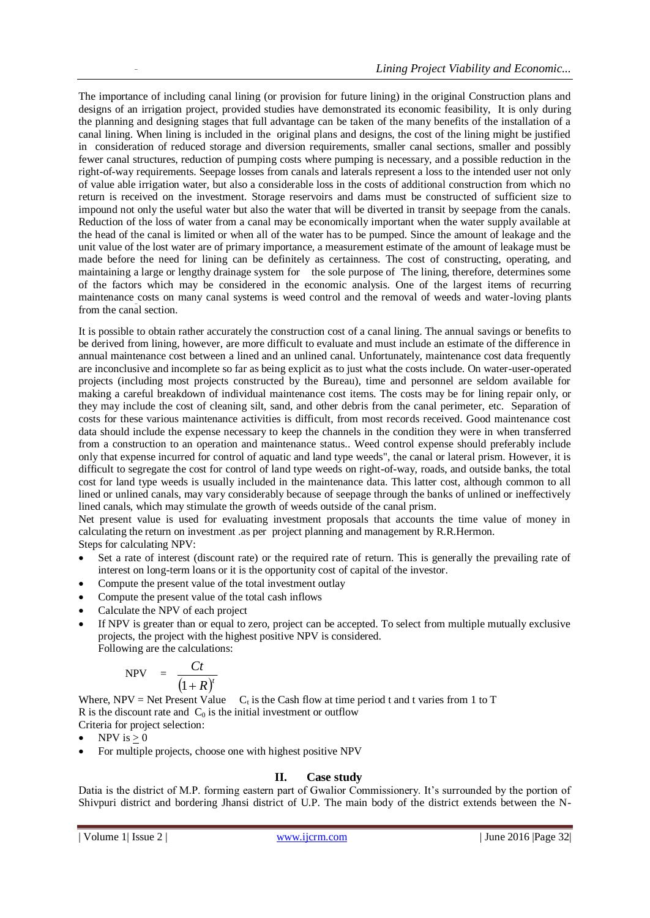The importance of including canal lining (or provision for future lining) in the original Construction plans and designs of an irrigation project, provided studies have demonstrated its economic feasibility, It is only during the planning and designing stages that full advantage can be taken of the many benefits of the installation of a canal lining. When lining is included in the original plans and designs, the cost of the lining might be justified in consideration of reduced storage and diversion requirements, smaller canal sections, smaller and possibly fewer canal structures, reduction of pumping costs where pumping is necessary, and a possible reduction in the right-of-way requirements. Seepage losses from canals and laterals represent a loss to the intended user not only of value able irrigation water, but also a considerable loss in the costs of additional construction from which no return is received on the investment. Storage reservoirs and dams must be constructed of sufficient size to impound not only the useful water but also the water that will be diverted in transit by seepage from the canals. Reduction of the loss of water from a canal may be economically important when the water supply available at the head of the canal is limited or when all of the water has to be pumped. Since the amount of leakage and the unit value of the lost water are of primary importance, a measurement estimate of the amount of leakage must be made before the need for lining can be definitely as certainness. The cost of constructing, operating, and maintaining a large or lengthy drainage system for the sole purpose of The lining, therefore, determines some of the factors which may be considered in the economic analysis. One of the largest items of recurring maintenance costs on many canal systems is weed control and the removal of weeds and water-loving plants from the canal section.

It is possible to obtain rather accurately the construction cost of a canal lining. The annual savings or benefits to be derived from lining, however, are more difficult to evaluate and must include an estimate of the difference in annual maintenance cost between a lined and an unlined canal. Unfortunately, maintenance cost data frequently are inconclusive and incomplete so far as being explicit as to just what the costs include. On water-user-operated projects (including most projects constructed by the Bureau), time and personnel are seldom available for making a careful breakdown of individual maintenance cost items. The costs may be for lining repair only, or they may include the cost of cleaning silt, sand, and other debris from the canal perimeter, etc. Separation of costs for these various maintenance activities is difficult, from most records received. Good maintenance cost data should include the expense necessary to keep the channels in the condition they were in when transferred from a construction to an operation and maintenance status.. Weed control expense should preferably include only that expense incurred for control of aquatic and land type weeds", the canal or lateral prism. However, it is difficult to segregate the cost for control of land type weeds on right-of-way, roads, and outside banks, the total cost for land type weeds is usually included in the maintenance data. This latter cost, although common to all lined or unlined canals, may vary considerably because of seepage through the banks of unlined or ineffectively lined canals, which may stimulate the growth of weeds outside of the canal prism.

Net present value is used for evaluating investment proposals that accounts the time value of money in calculating the return on investment .as per project planning and management by R.R.Hermon.

Steps for calculating NPV:

- Set a rate of interest (discount rate) or the required rate of return. This is generally the prevailing rate of interest on long-term loans or it is the opportunity cost of capital of the investor.
- Compute the present value of the total investment outlay
- Compute the present value of the total cash inflows
- Calculate the NPV of each project
- If NPV is greater than or equal to zero, project can be accepted. To select from multiple mutually exclusive projects, the project with the highest positive NPV is considered.
  Following are the calculations:

$$\text{NPV} = \frac{Ct}{(1+R)^t}$$

Where, NPV = Net Present Value $C_t$ is the Cash flow at time period t and t varies from 1 to T
R is the discount rate and $C_0$ is the initial investment or outflow

Criteria for project selection:

- NPV is $\geq 0$
- For multiple projects, choose one with highest positive NPV

## II. Case study

Datia is the district of M.P. forming eastern part of Gwalior Commissionery. It's surrounded by the portion of Shivpuri district and bordering Jhansi district of U.P. The main body of the district extends between the N-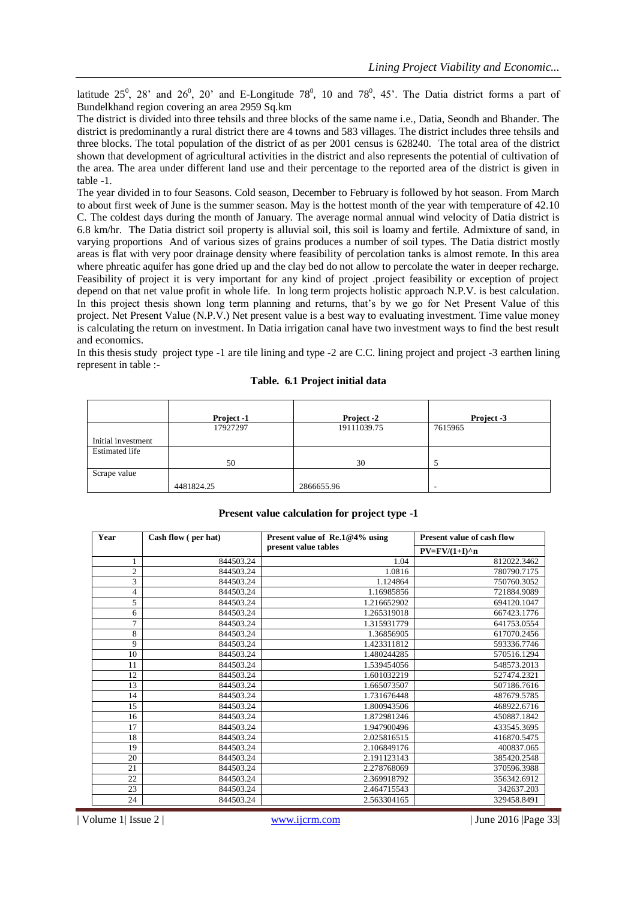latitude $25^0$, 28' and $26^0$, 20' and E-Longitude $78^0$, 10 and $78^0$, 45'. The Datia district forms a part of Bundelkhand region covering an area 2959 Sq.km

The district is divided into three tehsils and three blocks of the same name i.e., Datia, Seondh and Bhander. The district is predominantly a rural district there are 4 towns and 583 villages. The district includes three tehsils and three blocks. The total population of the district of as per 2001 census is 628240. The total area of the district shown that development of agricultural activities in the district and also represents the potential of cultivation of the area. The area under different land use and their percentage to the reported area of the district is given in table -1.

The year divided in to four Seasons. Cold season, December to February is followed by hot season. From March to about first week of June is the summer season. May is the hottest month of the year with temperature of 42.10 C. The coldest days during the month of January. The average normal annual wind velocity of Datia district is 6.8 km/hr. The Datia district soil property is alluvial soil, this soil is loamy and fertile. Admixture of sand, in varying proportions And of various sizes of grains produces a number of soil types. The Datia district mostly areas is flat with very poor drainage density where feasibility of percolation tanks is almost remote. In this area where phreatic aquifer has gone dried up and the clay bed do not allow to percolate the water in deeper recharge. Feasibility of project it is very important for any kind of project .project feasibility or exception of project depend on that net value profit in whole life. In long term projects holistic approach N.P.V. is best calculation. In this project thesis shown long term planning and returns, that's by we go for Net Present Value of this project. Net Present Value (N.P.V.) Net present value is a best way to evaluating investment. Time value money is calculating the return on investment. In Datia irrigation canal have two investment ways to find the best result and economics.

In this thesis study project type -1 are tile lining and type -2 are C.C. lining project and project -3 earthen lining represent in table :-

**Table. 6.1 Project initial data**

| | Project -1 | Project -2 | Project -3 |
|---|---|---|---|
| Initial investment | 17927297 | 19111039.75 | 7615965 |
| Estimated life | 50 | 30 | 5 |
| Scrape value | 4481824.25 | 2866655.96 | - |

**Present value calculation for project type -1**

| Year | Cash flow ( per hat) | Present value of Re.1@4% using present value tables | Present value of cash flow $PV=FV/(1+I)^n$ |
|---|---|---|---|
| 1 | 844503.24 | 1.04 | 812022.3462 |
| 2 | 844503.24 | 1.0816 | 780790.7175 |
| 3 | 844503.24 | 1.124864 | 750760.3052 |
| 4 | 844503.24 | 1.16985856 | 721884.9089 |
| 5 | 844503.24 | 1.216652902 | 694120.1047 |
| 6 | 844503.24 | 1.265319018 | 667423.1776 |
| 7 | 844503.24 | 1.315931779 | 641753.0554 |
| 8 | 844503.24 | 1.36856905 | 617070.2456 |
| 9 | 844503.24 | 1.423311812 | 593336.7746 |
| 10 | 844503.24 | 1.480244285 | 570516.1294 |
| 11 | 844503.24 | 1.539454056 | 548573.2013 |
| 12 | 844503.24 | 1.601032219 | 527474.2321 |
| 13 | 844503.24 | 1.665073507 | 507186.7616 |
| 14 | 844503.24 | 1.731676448 | 487679.5785 |
| 15 | 844503.24 | 1.800943506 | 468922.6716 |
| 16 | 844503.24 | 1.872981246 | 450887.1842 |
| 17 | 844503.24 | 1.947900496 | 433545.3695 |
| 18 | 844503.24 | 2.025816515 | 416870.5475 |
| 19 | 844503.24 | 2.106849176 | 400837.065 |
| 20 | 844503.24 | 2.191123143 | 385420.2548 |
| 21 | 844503.24 | 2.278768069 | 370596.3988 |
| 22 | 844503.24 | 2.369918792 | 356342.6912 |
| 23 | 844503.24 | 2.464715543 | 342637.203 |
| 24 | 844503.24 | 2.563304165 | 329458.8491 |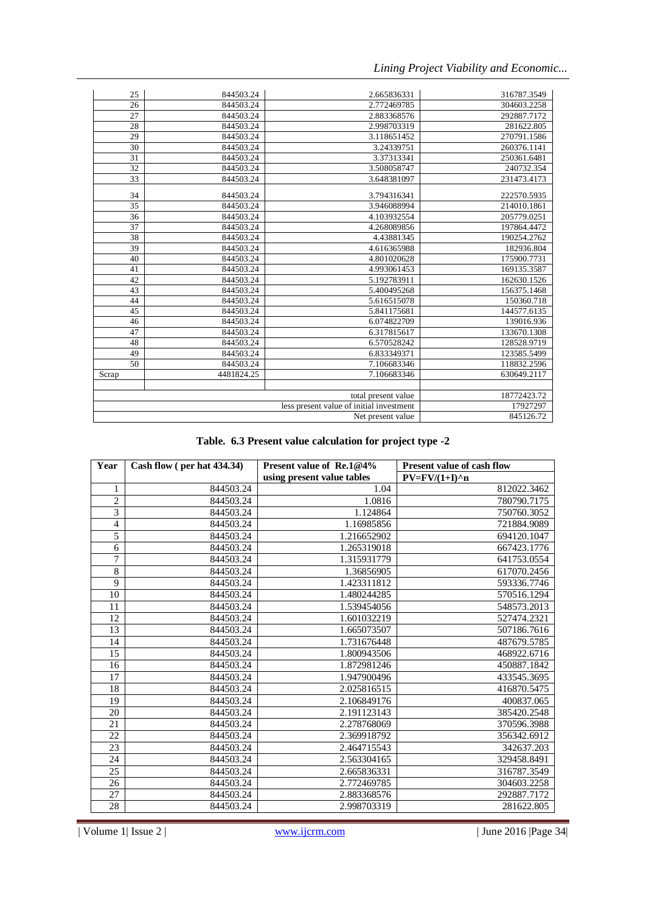| | | | |
|---|---|---|---|
| 25 | 844503.24 | 2.665836331 | 316787.3549 |
| 26 | 844503.24 | 2.772469785 | 304603.2258 |
| 27 | 844503.24 | 2.883368576 | 292887.7172 |
| 28 | 844503.24 | 2.998703319 | 281622.805 |
| 29 | 844503.24 | 3.118651452 | 270791.1586 |
| 30 | 844503.24 | 3.24339751 | 260376.1141 |
| 31 | 844503.24 | 3.37313341 | 250361.6481 |
| 32 | 844503.24 | 3.508058747 | 240732.354 |
| 33 | 844503.24 | 3.648381097 | 231473.4173 |
| 34 | 844503.24 | 3.794316341 | 222570.5935 |
| 35 | 844503.24 | 3.946088994 | 214010.1861 |
| 36 | 844503.24 | 4.103932554 | 205779.0251 |
| 37 | 844503.24 | 4.268089856 | 197864.4472 |
| 38 | 844503.24 | 4.43881345 | 190254.2762 |
| 39 | 844503.24 | 4.616365988 | 182936.804 |
| 40 | 844503.24 | 4.801020628 | 175900.7731 |
| 41 | 844503.24 | 4.993061453 | 169135.3587 |
| 42 | 844503.24 | 5.192783911 | 162630.1526 |
| 43 | 844503.24 | 5.400495268 | 156375.1468 |
| 44 | 844503.24 | 5.616515078 | 150360.718 |
| 45 | 844503.24 | 5.841175681 | 144577.6135 |
| 46 | 844503.24 | 6.074822709 | 139016.936 |
| 47 | 844503.24 | 6.317815617 | 133670.1308 |
| 48 | 844503.24 | 6.570528242 | 128528.9719 |
| 49 | 844503.24 | 6.833349371 | 123585.5499 |
| 50 | 844503.24 | 7.106683346 | 118832.2596 |
| Scrap | 4481824.25 | 7.106683346 | 630649.2117 |
| | | | |
| | | total present value | 18772423.72 |
| | | less present value of initial investment | 17927297 |
| | | Net present value | 845126.72 |

**Table. 6.3 Present value calculation for project type -2**

| Year | Cash flow ( per hat 434.34) | Present value of Re.1@4% using present value tables | Present value of cash flow PV=FV/(1+I)^n |
|---|---|---|---|
| 1 | 844503.24 | 1.04 | 812022.3462 |
| 2 | 844503.24 | 1.0816 | 780790.7175 |
| 3 | 844503.24 | 1.124864 | 750760.3052 |
| 4 | 844503.24 | 1.16985856 | 721884.9089 |
| 5 | 844503.24 | 1.216652902 | 694120.1047 |
| 6 | 844503.24 | 1.265319018 | 667423.1776 |
| 7 | 844503.24 | 1.315931779 | 641753.0554 |
| 8 | 844503.24 | 1.36856905 | 617070.2456 |
| 9 | 844503.24 | 1.423311812 | 593336.7746 |
| 10 | 844503.24 | 1.480244285 | 570516.1294 |
| 11 | 844503.24 | 1.539454056 | 548573.2013 |
| 12 | 844503.24 | 1.601032219 | 527474.2321 |
| 13 | 844503.24 | 1.665073507 | 507186.7616 |
| 14 | 844503.24 | 1.731676448 | 487679.5785 |
| 15 | 844503.24 | 1.800943506 | 468922.6716 |
| 16 | 844503.24 | 1.872981246 | 450887.1842 |
| 17 | 844503.24 | 1.947900496 | 433545.3695 |
| 18 | 844503.24 | 2.025816515 | 416870.5475 |
| 19 | 844503.24 | 2.106849176 | 400837.065 |
| 20 | 844503.24 | 2.191123143 | 385420.2548 |
| 21 | 844503.24 | 2.278768069 | 370596.3988 |
| 22 | 844503.24 | 2.369918792 | 356342.6912 |
| 23 | 844503.24 | 2.464715543 | 342637.203 |
| 24 | 844503.24 | 2.563304165 | 329458.8491 |
| 25 | 844503.24 | 2.665836331 | 316787.3549 |
| 26 | 844503.24 | 2.772469785 | 304603.2258 |
| 27 | 844503.24 | 2.883368576 | 292887.7172 |
| 28 | 844503.24 | 2.998703319 | 281622.805 |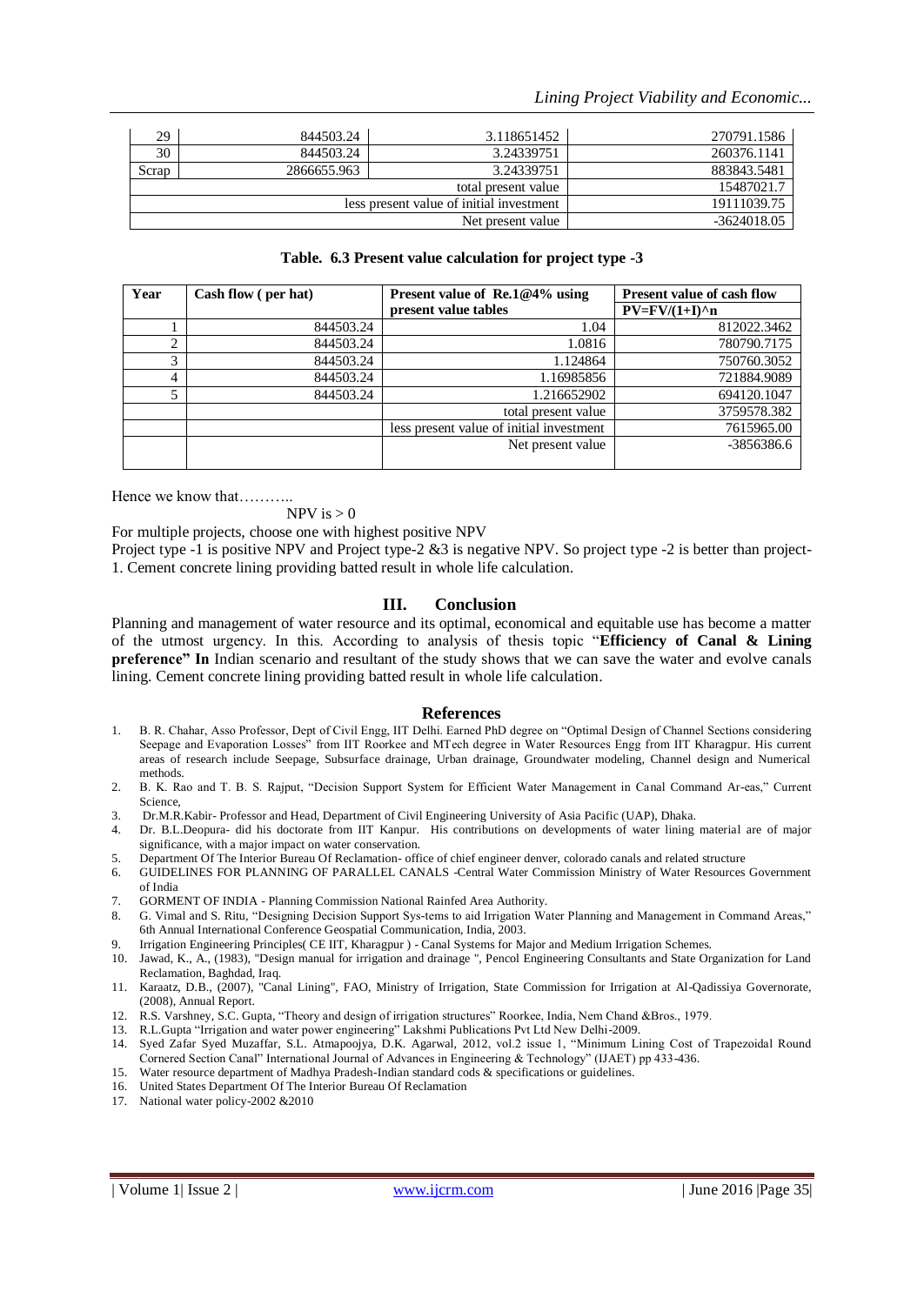| | | | |
|---|---|---|---|
| 29 | 844503.24 | 3.118651452 | 270791.1586 |
| 30 | 844503.24 | 3.24339751 | 260376.1141 |
| Scrap | 2866655.963 | 3.24339751 | 883843.5481 |
| | | total present value | 15487021.7 |
| | | less present value of initial investment | 19111039.75 |
| | | Net present value | -3624018.05 |

**Table. 6.3 Present value calculation for project type -3**

| Year | Cash flow ( per hat) | Present value of Re.1@4% using present value tables | Present value of cash flow PV=FV/(1+I)^n |
|---|---|---|---|
| 1 | 844503.24 | 1.04 | 812022.3462 |
| 2 | 844503.24 | 1.0816 | 780790.7175 |
| 3 | 844503.24 | 1.124864 | 750760.3052 |
| 4 | 844503.24 | 1.16985856 | 721884.9089 |
| 5 | 844503.24 | 1.216652902 | 694120.1047 |
| | | total present value | 3759578.382 |
| | | less present value of initial investment | 7615965.00 |
| | | Net present value | -3856386.6 |

Hence we know that………..

NPV is > 0

For multiple projects, choose one with highest positive NPV

Project type -1 is positive NPV and Project type-2 &3 is negative NPV. So project type -2 is better than project-1. Cement concrete lining providing batted result in whole life calculation.

## III. Conclusion

Planning and management of water resource and its optimal, economical and equitable use has become a matter of the utmost urgency. In this. According to analysis of thesis topic "**Efficiency of Canal & Lining preference" In** Indian scenario and resultant of the study shows that we can save the water and evolve canals lining. Cement concrete lining providing batted result in whole life calculation.

## References

1. B. R. Chahar, Asso Professor, Dept of Civil Engg, IIT Delhi. Earned PhD degree on "Optimal Design of Channel Sections considering Seepage and Evaporation Losses" from IIT Roorkee and MTech degree in Water Resources Engg from IIT Kharagpur. His current areas of research include Seepage, Subsurface drainage, Urban drainage, Groundwater modeling, Channel design and Numerical methods.
2. B. K. Rao and T. B. S. Rajput, "Decision Support System for Efficient Water Management in Canal Command Ar-eas," Current Science,
3. Dr.M.R.Kabir- Professor and Head, Department of Civil Engineering University of Asia Pacific (UAP), Dhaka.
4. Dr. B.L.Deopura- did his doctorate from IIT Kanpur. His contributions on developments of water lining material are of major significance, with a major impact on water conservation.
5. Department Of The Interior Bureau Of Reclamation- office of chief engineer denver, colorado canals and related structure
6. GUIDELINES FOR PLANNING OF PARALLEL CANALS -Central Water Commission Ministry of Water Resources Government of India
7. GORMENT OF INDIA - Planning Commission National Rainfed Area Authority.
8. G. Vimal and S. Ritu, "Designing Decision Support Sys-tems to aid Irrigation Water Planning and Management in Command Areas," 6th Annual International Conference Geospatial Communication, India, 2003.
9. Irrigation Engineering Principles( CE IIT, Kharagpur ) - Canal Systems for Major and Medium Irrigation Schemes.
10. Jawad, K., A., (1983), "Design manual for irrigation and drainage ", Pencol Engineering Consultants and State Organization for Land Reclamation, Baghdad, Iraq.
11. Karaatz, D.B., (2007), "Canal Lining", FAO, Ministry of Irrigation, State Commission for Irrigation at Al-Qadissiya Governorate, (2008), Annual Report.
12. R.S. Varshney, S.C. Gupta, "Theory and design of irrigation structures" Roorkee, India, Nem Chand &Bros., 1979.
13. R.L.Gupta "Irrigation and water power engineering" Lakshmi Publications Pvt Ltd New Delhi-2009.
14. Syed Zafar Syed Muzaffar, S.L. Atmapoojya, D.K. Agarwal, 2012, vol.2 issue 1, "Minimum Lining Cost of Trapezoidal Round Cornered Section Canal" International Journal of Advances in Engineering & Technology" (IJAET) pp 433-436.
15. Water resource department of Madhya Pradesh-Indian standard cods & specifications or guidelines.
16. United States Department Of The Interior Bureau Of Reclamation
17. National water policy-2002 &2010